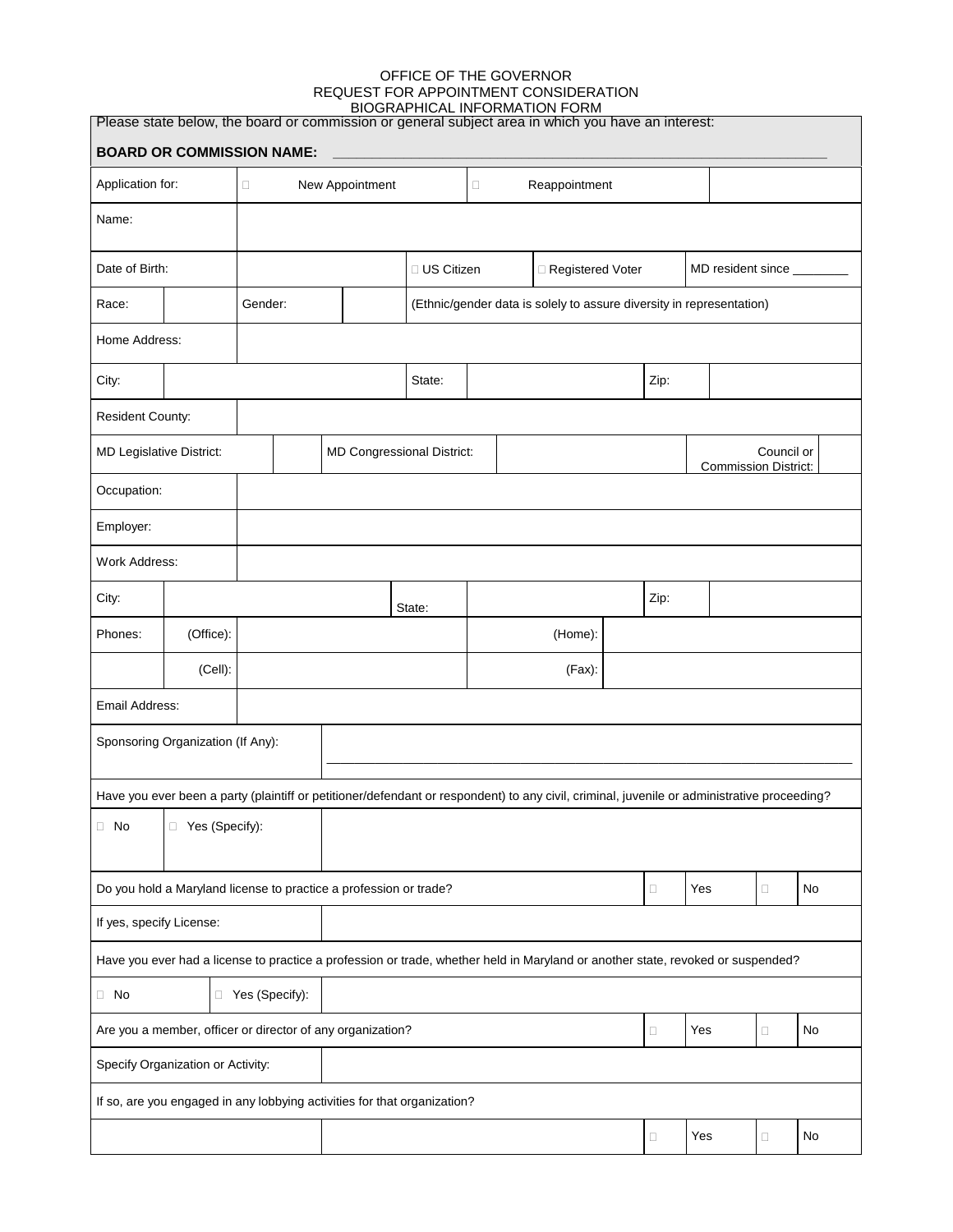OFFICE OF THE GOVERNOR
REQUEST FOR APPOINTMENT CONSIDERATION
BIOGRAPHICAL INFORMATION FORM

Please state below, the board or commission or general subject area in which you have an interest:

**BOARD OR COMMISSION NAME:** \_\_\_\_\_\_\_\_\_\_\_\_\_\_\_\_\_\_\_\_\_\_\_\_\_\_\_\_\_\_\_\_\_\_\_\_\_\_\_\_\_\_\_\_\_\_\_\_\_\_\_\_\_\_\_\_\_\_\_\_\_\_

| | | | | | | | |
|---|---|---|---|---|---|---|---|
| Application for: | ☐ New Appointment | | ☐ Reappointment | | | | |
| Name: | | | | | | | |
| Date of Birth: | | | ☐ US Citizen | ☐ Registered Voter | | MD resident since \_\_\_\_\_\_\_\_ | |
| Race: | | Gender: | | (Ethnic/gender data is solely to assure diversity in representation) | | | |
| Home Address: | | | | | | | |
| City: | | | State: | | Zip: | | |
| Resident County: | | | | | | | |
| MD Legislative District: | | MD Congressional District: | | | Council or Commission District: | | |
| Occupation: | | | | | | | |
| Employer: | | | | | | | |
| Work Address: | | | | | | | |
| City: | | | State: | | Zip: | | |
| Phones: | (Office): | | | (Home): | | | |
| | (Cell): | | | (Fax): | | | |
| Email Address: | | | | | | | |
| Sponsoring Organization (If Any): | | \_\_\_\_\_\_\_\_\_\_\_\_\_\_\_\_\_\_\_\_\_\_\_\_\_\_\_\_\_\_\_\_\_\_\_\_\_\_\_\_\_\_\_\_ | | | | | |

| | | | | | |
|---|---|---|---|---|---|
| Have you ever been a party (plaintiff or petitioner/defendant or respondent) to any civil, criminal, juvenile or administrative proceeding? | | | | | |
| ☐ No | ☐ Yes (Specify): | | | | |
| Do you hold a Maryland license to practice a profession or trade? | | ☐ | Yes | ☐ | No |
| If yes, specify License: | | | | | |
| Have you ever had a license to practice a profession or trade, whether held in Maryland or another state, revoked or suspended? | | | | | |
| ☐ No | ☐ Yes (Specify): | | | | |
| Are you a member, officer or director of any organization? | | ☐ | Yes | ☐ | No |
| Specify Organization or Activity: | | | | | |
| If so, are you engaged in any lobbying activities for that organization? | | | | | |
| | | ☐ | Yes | ☐ | No |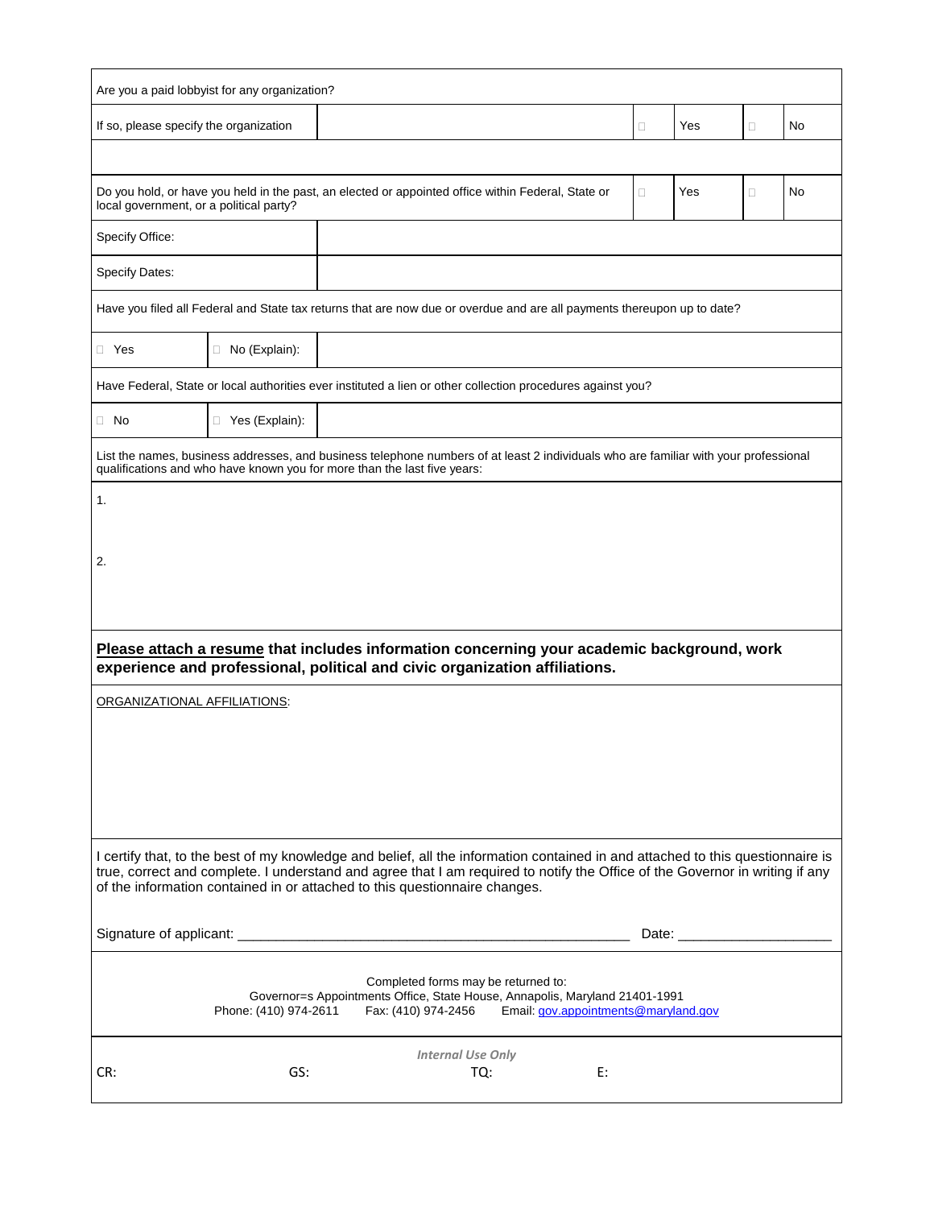| Are you a paid lobbyist for any organization? | | | | | |
|---|---|---|---|---|---|
| If so, please specify the organization | | ☐ | Yes | ☐ | No |
| | | | | | |
| Do you hold, or have you held in the past, an elected or appointed office within Federal, State or local government, or a political party? | | ☐ | Yes | ☐ | No |
| Specify Office: | | | | | |
| Specify Dates: | | | | | |

Have you filed all Federal and State tax returns that are now due or overdue and are all payments thereupon up to date?

| ☐ Yes | ☐ No (Explain): | |
|---|---|---|

Have Federal, State or local authorities ever instituted a lien or other collection procedures against you?

| ☐ No | ☐ Yes (Explain): | |
|---|---|---|

List the names, business addresses, and business telephone numbers of at least 2 individuals who are familiar with your professional qualifications and who have known you for more than the last five years:

1.

2.

**Please attach a resume that includes information concerning your academic background, work experience and professional, political and civic organization affiliations.**

ORGANIZATIONAL AFFILIATIONS:

I certify that, to the best of my knowledge and belief, all the information contained in and attached to this questionnaire is true, correct and complete. I understand and agree that I am required to notify the Office of the Governor in writing if any of the information contained in or attached to this questionnaire changes.

Signature of applicant: ______________________________ Date: ____________

Completed forms may be returned to:
Governor=s Appointments Office, State House, Annapolis, Maryland 21401-1991
Phone: (410) 974-2611 Fax: (410) 974-2456 Email: gov.appointments@maryland.gov

*Internal Use Only*

CR: GS: TQ: E: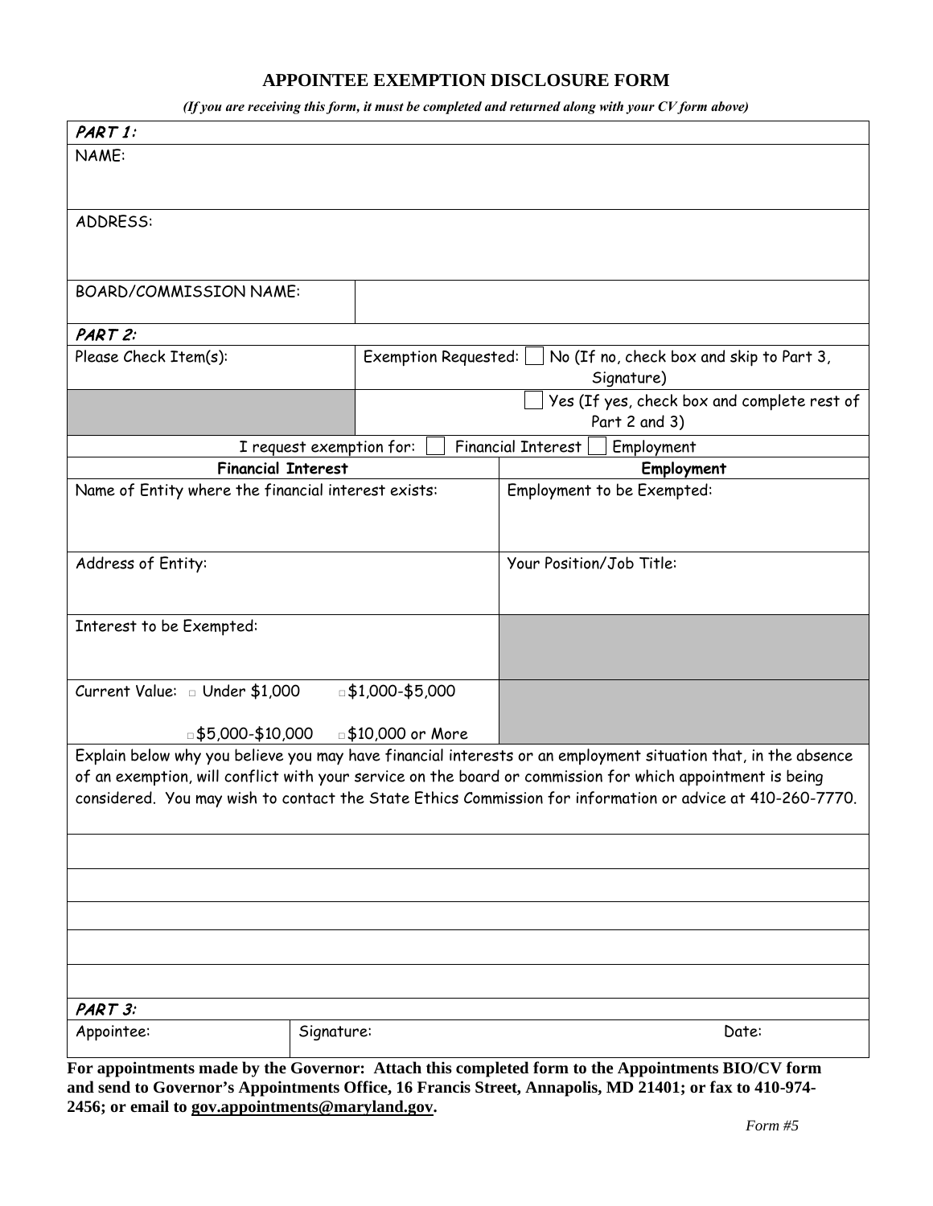# APPOINTEE EXEMPTION DISCLOSURE FORM

*(If you are receiving this form, it must be completed and returned along with your CV form above)*

| | |
|---|---|
| ***PART 1:*** | |
| NAME: | |
| ADDRESS: | |
| BOARD/COMMISSION NAME: | |
| ***PART 2:*** | |
| Please Check Item(s): | Exemption Requested: ☐ No (If no, check box and skip to Part 3, Signature) |
| | ☐ Yes (If yes, check box and complete rest of Part 2 and 3) |

I request exemption for: ☐ Financial Interest ☐ Employment

| **Financial Interest** | **Employment** |
|---|---|
| Name of Entity where the financial interest exists: | Employment to be Exempted: |
| Address of Entity: | Your Position/Job Title: |
| Interest to be Exempted: | |
| Current Value: ☐ Under $1,000 ☐ $1,000-$5,000 ☐ $5,000-$10,000 ☐ $10,000 or More | |

Explain below why you believe you may have financial interests or an employment situation that, in the absence of an exemption, will conflict with your service on the board or commission for which appointment is being considered. You may wish to contact the State Ethics Commission for information or advice at 410-260-7770.

\_\_\_\_\_\_\_\_\_\_\_\_\_\_\_\_\_\_\_\_\_\_\_\_\_\_\_\_\_\_\_\_\_\_\_\_\_\_\_\_

\_\_\_\_\_\_\_\_\_\_\_\_\_\_\_\_\_\_\_\_\_\_\_\_\_\_\_\_\_\_\_\_\_\_\_\_\_\_\_\_

\_\_\_\_\_\_\_\_\_\_\_\_\_\_\_\_\_\_\_\_\_\_\_\_\_\_\_\_\_\_\_\_\_\_\_\_\_\_\_\_

\_\_\_\_\_\_\_\_\_\_\_\_\_\_\_\_\_\_\_\_\_\_\_\_\_\_\_\_\_\_\_\_\_\_\_\_\_\_\_\_

\_\_\_\_\_\_\_\_\_\_\_\_\_\_\_\_\_\_\_\_\_\_\_\_\_\_\_\_\_\_\_\_\_\_\_\_\_\_\_\_

***PART 3:***

| Appointee: | Signature: | Date: |
|---|---|---|
| | | |

**For appointments made by the Governor: Attach this completed form to the Appointments BIO/CV form and send to Governor's Appointments Office, 16 Francis Street, Annapolis, MD 21401; or fax to 410-974-2456; or email to gov.appointments@maryland.gov.**

*Form #5*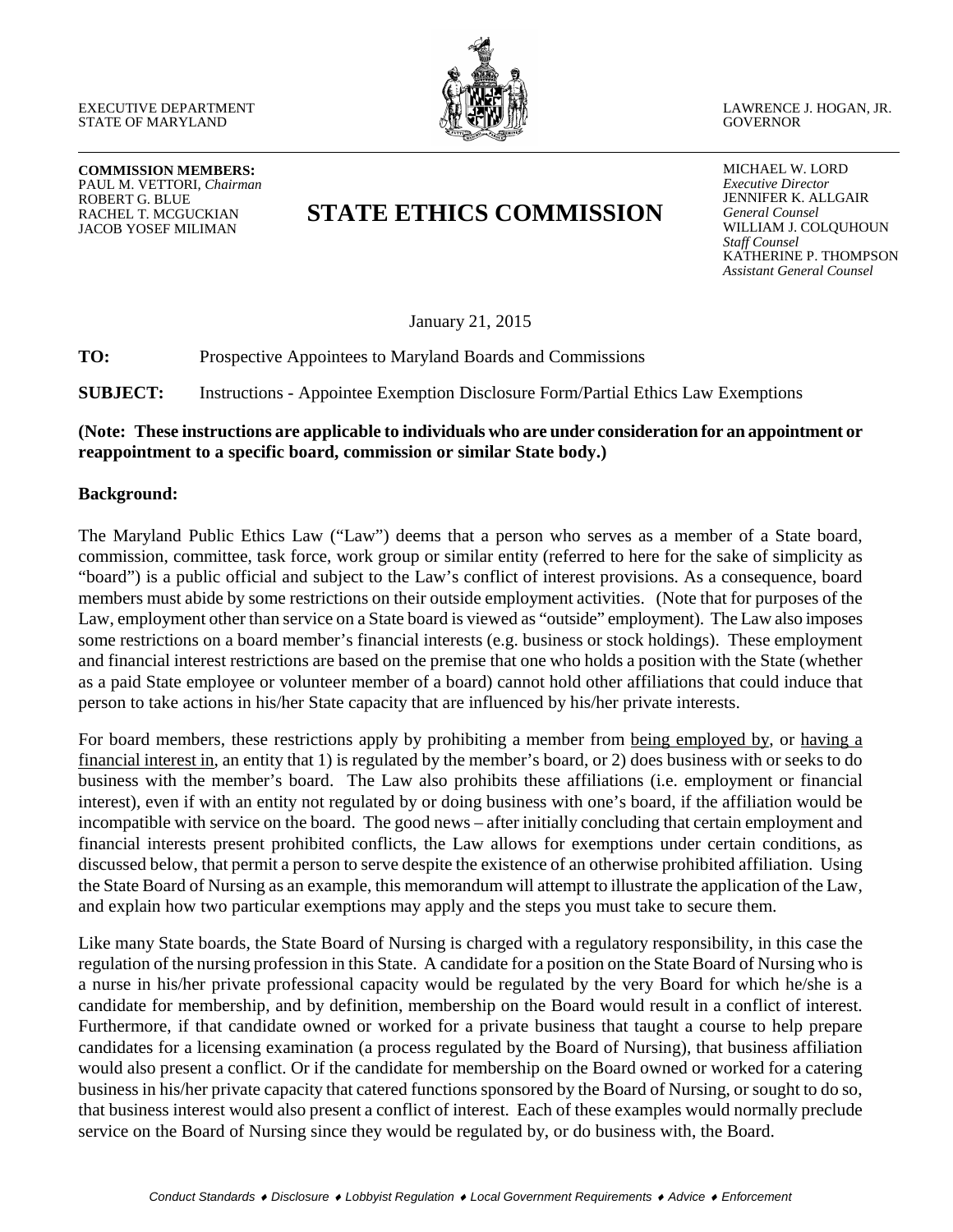EXECUTIVE DEPARTMENT
STATE OF MARYLAND

LAWRENCE J. HOGAN, JR.
GOVERNOR

**COMMISSION MEMBERS:**
PAUL M. VETTORI, *Chairman*
ROBERT G. BLUE
RACHEL T. MCGUCKIAN
JACOB YOSEF MILIMAN

# STATE ETHICS COMMISSION

MICHAEL W. LORD
*Executive Director*
JENNIFER K. ALLGAIR
*General Counsel*
WILLIAM J. COLQUHOUN
*Staff Counsel*
KATHERINE P. THOMPSON
*Assistant General Counsel*

January 21, 2015

**TO:** Prospective Appointees to Maryland Boards and Commissions

**SUBJECT:** Instructions - Appointee Exemption Disclosure Form/Partial Ethics Law Exemptions

**(Note: These instructions are applicable to individuals who are under consideration for an appointment or reappointment to a specific board, commission or similar State body.)**

**Background:**

The Maryland Public Ethics Law ("Law") deems that a person who serves as a member of a State board, commission, committee, task force, work group or similar entity (referred to here for the sake of simplicity as "board") is a public official and subject to the Law's conflict of interest provisions. As a consequence, board members must abide by some restrictions on their outside employment activities. (Note that for purposes of the Law, employment other than service on a State board is viewed as "outside" employment). The Law also imposes some restrictions on a board member's financial interests (e.g. business or stock holdings). These employment and financial interest restrictions are based on the premise that one who holds a position with the State (whether as a paid State employee or volunteer member of a board) cannot hold other affiliations that could induce that person to take actions in his/her State capacity that are influenced by his/her private interests.

For board members, these restrictions apply by prohibiting a member from being employed by, or having a financial interest in, an entity that 1) is regulated by the member's board, or 2) does business with or seeks to do business with the member's board. The Law also prohibits these affiliations (i.e. employment or financial interest), even if with an entity not regulated by or doing business with one's board, if the affiliation would be incompatible with service on the board. The good news – after initially concluding that certain employment and financial interests present prohibited conflicts, the Law allows for exemptions under certain conditions, as discussed below, that permit a person to serve despite the existence of an otherwise prohibited affiliation. Using the State Board of Nursing as an example, this memorandum will attempt to illustrate the application of the Law, and explain how two particular exemptions may apply and the steps you must take to secure them.

Like many State boards, the State Board of Nursing is charged with a regulatory responsibility, in this case the regulation of the nursing profession in this State. A candidate for a position on the State Board of Nursing who is a nurse in his/her private professional capacity would be regulated by the very Board for which he/she is a candidate for membership, and by definition, membership on the Board would result in a conflict of interest. Furthermore, if that candidate owned or worked for a private business that taught a course to help prepare candidates for a licensing examination (a process regulated by the Board of Nursing), that business affiliation would also present a conflict. Or if the candidate for membership on the Board owned or worked for a catering business in his/her private capacity that catered functions sponsored by the Board of Nursing, or sought to do so, that business interest would also present a conflict of interest. Each of these examples would normally preclude service on the Board of Nursing since they would be regulated by, or do business with, the Board.

*Conduct Standards ♦ Disclosure ♦ Lobbyist Regulation ♦ Local Government Requirements ♦ Advice ♦ Enforcement*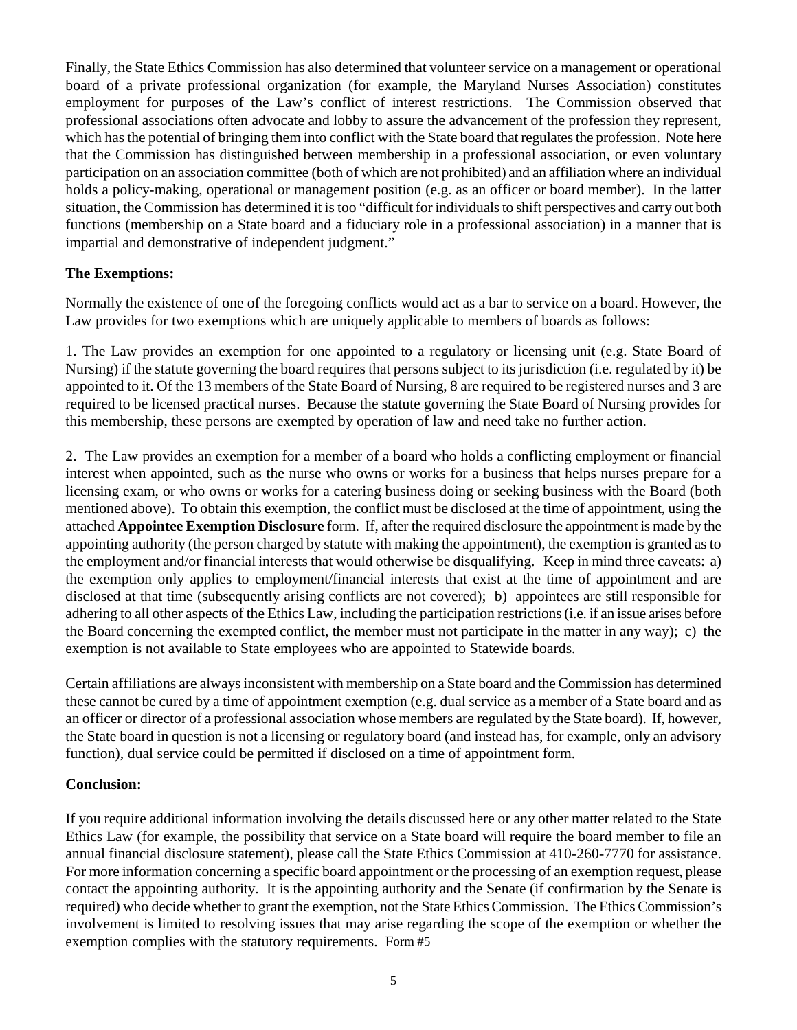Finally, the State Ethics Commission has also determined that volunteer service on a management or operational board of a private professional organization (for example, the Maryland Nurses Association) constitutes employment for purposes of the Law's conflict of interest restrictions. The Commission observed that professional associations often advocate and lobby to assure the advancement of the profession they represent, which has the potential of bringing them into conflict with the State board that regulates the profession. Note here that the Commission has distinguished between membership in a professional association, or even voluntary participation on an association committee (both of which are not prohibited) and an affiliation where an individual holds a policy-making, operational or management position (e.g. as an officer or board member). In the latter situation, the Commission has determined it is too "difficult for individuals to shift perspectives and carry out both functions (membership on a State board and a fiduciary role in a professional association) in a manner that is impartial and demonstrative of independent judgment."

**The Exemptions:**

Normally the existence of one of the foregoing conflicts would act as a bar to service on a board. However, the Law provides for two exemptions which are uniquely applicable to members of boards as follows:

1. The Law provides an exemption for one appointed to a regulatory or licensing unit (e.g. State Board of Nursing) if the statute governing the board requires that persons subject to its jurisdiction (i.e. regulated by it) be appointed to it. Of the 13 members of the State Board of Nursing, 8 are required to be registered nurses and 3 are required to be licensed practical nurses. Because the statute governing the State Board of Nursing provides for this membership, these persons are exempted by operation of law and need take no further action.

2. The Law provides an exemption for a member of a board who holds a conflicting employment or financial interest when appointed, such as the nurse who owns or works for a business that helps nurses prepare for a licensing exam, or who owns or works for a catering business doing or seeking business with the Board (both mentioned above). To obtain this exemption, the conflict must be disclosed at the time of appointment, using the attached **Appointee Exemption Disclosure** form. If, after the required disclosure the appointment is made by the appointing authority (the person charged by statute with making the appointment), the exemption is granted as to the employment and/or financial interests that would otherwise be disqualifying. Keep in mind three caveats: a) the exemption only applies to employment/financial interests that exist at the time of appointment and are disclosed at that time (subsequently arising conflicts are not covered); b) appointees are still responsible for adhering to all other aspects of the Ethics Law, including the participation restrictions (i.e. if an issue arises before the Board concerning the exempted conflict, the member must not participate in the matter in any way); c) the exemption is not available to State employees who are appointed to Statewide boards.

Certain affiliations are always inconsistent with membership on a State board and the Commission has determined these cannot be cured by a time of appointment exemption (e.g. dual service as a member of a State board and as an officer or director of a professional association whose members are regulated by the State board). If, however, the State board in question is not a licensing or regulatory board (and instead has, for example, only an advisory function), dual service could be permitted if disclosed on a time of appointment form.

**Conclusion:**

If you require additional information involving the details discussed here or any other matter related to the State Ethics Law (for example, the possibility that service on a State board will require the board member to file an annual financial disclosure statement), please call the State Ethics Commission at 410-260-7770 for assistance. For more information concerning a specific board appointment or the processing of an exemption request, please contact the appointing authority. It is the appointing authority and the Senate (if confirmation by the Senate is required) who decide whether to grant the exemption, not the State Ethics Commission. The Ethics Commission's involvement is limited to resolving issues that may arise regarding the scope of the exemption or whether the exemption complies with the statutory requirements. Form #5